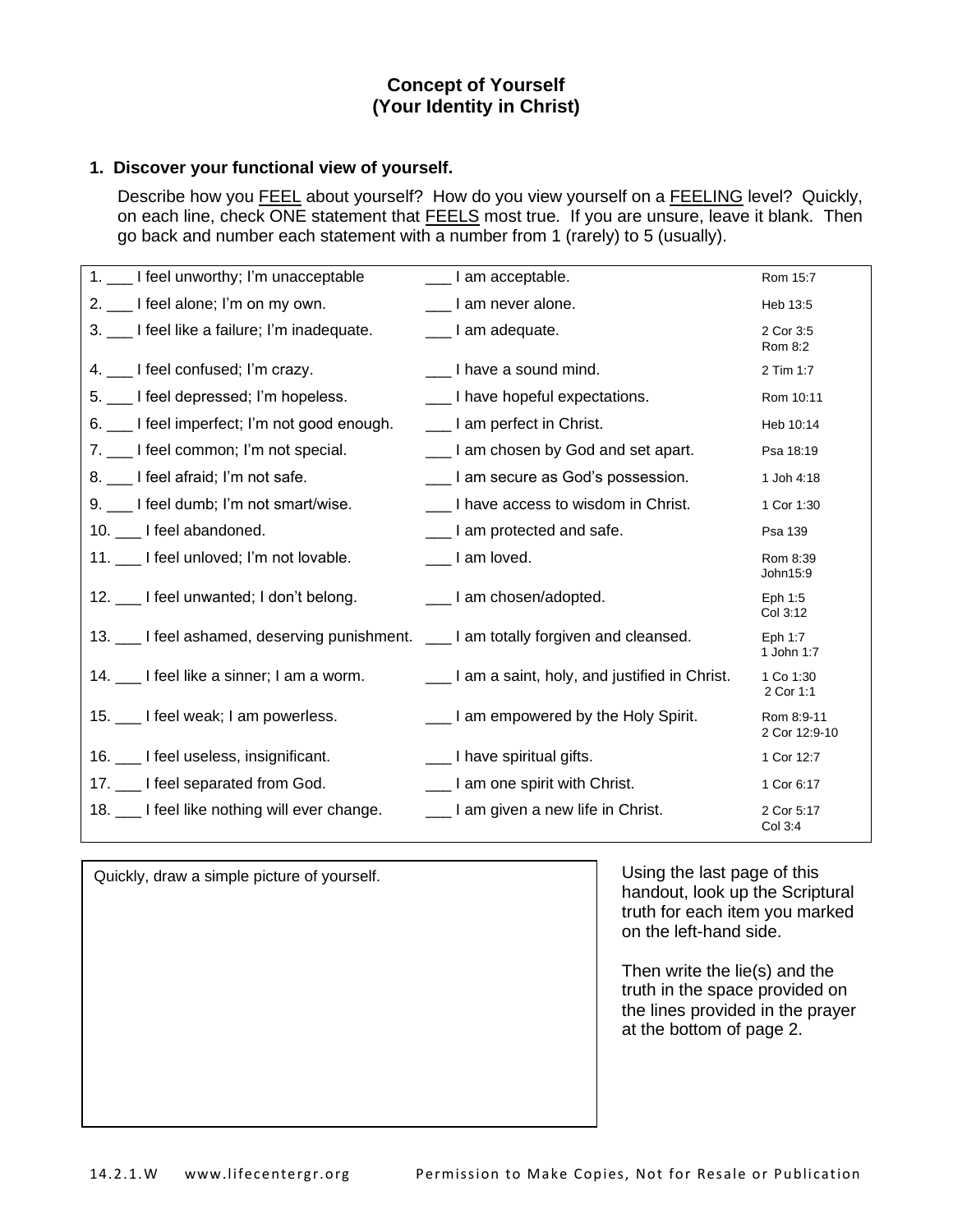# Concept of Yourself
## (Your Identity in Christ)

### 1. Discover your functional view of yourself.

Describe how you FEEL about yourself? How do you view yourself on a FEELING level? Quickly, on each line, check ONE statement that FEELS most true. If you are unsure, leave it blank. Then go back and number each statement with a number from 1 (rarely) to 5 (usually).

| | | |
|---|---|---|
| 1. ___ I feel unworthy; I'm unacceptable | ___ I am acceptable. | Rom 15:7 |
| 2. ___ I feel alone; I'm on my own. | ___ I am never alone. | Heb 13:5 |
| 3. ___ I feel like a failure; I'm inadequate. | ___ I am adequate. | 2 Cor 3:5 Rom 8:2 |
| 4. ___ I feel confused; I'm crazy. | ___ I have a sound mind. | 2 Tim 1:7 |
| 5. ___ I feel depressed; I'm hopeless. | ___ I have hopeful expectations. | Rom 10:11 |
| 6. ___ I feel imperfect; I'm not good enough. | ___ I am perfect in Christ. | Heb 10:14 |
| 7. ___ I feel common; I'm not special. | ___ I am chosen by God and set apart. | Psa 18:19 |
| 8. ___ I feel afraid; I'm not safe. | ___ I am secure as God's possession. | 1 Joh 4:18 |
| 9. ___ I feel dumb; I'm not smart/wise. | ___ I have access to wisdom in Christ. | 1 Cor 1:30 |
| 10. ___ I feel abandoned. | ___ I am protected and safe. | Psa 139 |
| 11. ___ I feel unloved; I'm not lovable. | ___ I am loved. | Rom 8:39 John15:9 |
| 12. ___ I feel unwanted; I don't belong. | ___ I am chosen/adopted. | Eph 1:5 Col 3:12 |
| 13. ___ I feel ashamed, deserving punishment. | ___ I am totally forgiven and cleansed. | Eph 1:7 1 John 1:7 |
| 14. ___ I feel like a sinner; I am a worm. | ___ I am a saint, holy, and justified in Christ. | 1 Co 1:30 2 Cor 1:1 |
| 15. ___ I feel weak; I am powerless. | ___ I am empowered by the Holy Spirit. | Rom 8:9-11 2 Cor 12:9-10 |
| 16. ___ I feel useless, insignificant. | ___ I have spiritual gifts. | 1 Cor 12:7 |
| 17. ___ I feel separated from God. | ___ I am one spirit with Christ. | 1 Cor 6:17 |
| 18. ___ I feel like nothing will ever change. | ___ I am given a new life in Christ. | 2 Cor 5:17 Col 3:4 |

Quickly, draw a simple picture of yourself.

Using the last page of this handout, look up the Scriptural truth for each item you marked on the left-hand side.

Then write the lie(s) and the truth in the space provided on the lines provided in the prayer at the bottom of page 2.

14.2.1.W www.lifecentergr.org Permission to Make Copies, Not for Resale or Publication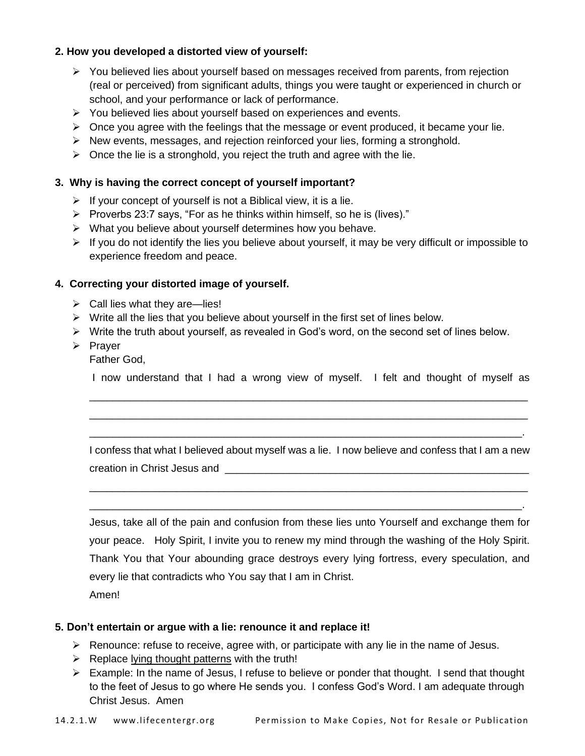**2. How you developed a distorted view of yourself:**

- You believed lies about yourself based on messages received from parents, from rejection (real or perceived) from significant adults, things you were taught or experienced in church or school, and your performance or lack of performance.
- You believed lies about yourself based on experiences and events.
- Once you agree with the feelings that the message or event produced, it became your lie.
- New events, messages, and rejection reinforced your lies, forming a stronghold.
- Once the lie is a stronghold, you reject the truth and agree with the lie.

**3. Why is having the correct concept of yourself important?**

- If your concept of yourself is not a Biblical view, it is a lie.
- Proverbs 23:7 says, "For as he thinks within himself, so he is (lives)."
- What you believe about yourself determines how you behave.
- If you do not identify the lies you believe about yourself, it may be very difficult or impossible to experience freedom and peace.

**4. Correcting your distorted image of yourself.**

- Call lies what they are—lies!
- Write all the lies that you believe about yourself in the first set of lines below.
- Write the truth about yourself, as revealed in God's word, on the second set of lines below.
- Prayer

  Father God,

  I now understand that I had a wrong view of myself. I felt and thought of myself as \_\_\_\_\_\_\_\_\_\_\_\_\_\_\_\_\_\_\_\_\_\_\_\_\_\_\_\_\_\_\_\_\_\_\_\_\_\_\_\_\_\_\_\_\_\_\_\_\_\_\_\_\_\_\_\_\_\_\_\_\_\_\_\_\_\_\_\_\_\_\_\_\_\_\_\_\_\_
  \_\_\_\_\_\_\_\_\_\_\_\_\_\_\_\_\_\_\_\_\_\_\_\_\_\_\_\_\_\_\_\_\_\_\_\_\_\_\_\_\_\_\_\_\_\_\_\_\_\_\_\_\_\_\_\_\_\_\_\_\_\_\_\_\_\_\_\_\_\_\_\_\_\_\_\_\_\_
  \_\_\_\_\_\_\_\_\_\_\_\_\_\_\_\_\_\_\_\_\_\_\_\_\_\_\_\_\_\_\_\_\_\_\_\_\_\_\_\_\_\_\_\_\_\_\_\_\_\_\_\_\_\_\_\_\_\_\_\_\_\_\_\_\_\_\_\_\_\_\_\_\_\_\_\_\_.

  I confess that what I believed about myself was a lie. I now believe and confess that I am a new creation in Christ Jesus and \_\_\_\_\_\_\_\_\_\_\_\_\_\_\_\_\_\_\_\_\_\_\_\_\_\_\_\_\_\_\_\_\_\_\_\_\_\_\_\_\_\_\_\_\_\_\_\_\_\_\_\_\_
  \_\_\_\_\_\_\_\_\_\_\_\_\_\_\_\_\_\_\_\_\_\_\_\_\_\_\_\_\_\_\_\_\_\_\_\_\_\_\_\_\_\_\_\_\_\_\_\_\_\_\_\_\_\_\_\_\_\_\_\_\_\_\_\_\_\_\_\_\_\_\_\_\_\_\_\_\_\_
  \_\_\_\_\_\_\_\_\_\_\_\_\_\_\_\_\_\_\_\_\_\_\_\_\_\_\_\_\_\_\_\_\_\_\_\_\_\_\_\_\_\_\_\_\_\_\_\_\_\_\_\_\_\_\_\_\_\_\_\_\_\_\_\_\_\_\_\_\_\_\_\_\_\_\_\_\_.

  Jesus, take all of the pain and confusion from these lies unto Yourself and exchange them for your peace. Holy Spirit, I invite you to renew my mind through the washing of the Holy Spirit. Thank You that Your abounding grace destroys every lying fortress, every speculation, and every lie that contradicts who You say that I am in Christ.

  Amen!

**5. Don't entertain or argue with a lie: renounce it and replace it!**

- Renounce: refuse to receive, agree with, or participate with any lie in the name of Jesus.
- Replace <u>lying thought patterns</u> with the truth!
- Example: In the name of Jesus, I refuse to believe or ponder that thought. I send that thought to the feet of Jesus to go where He sends you. I confess God's Word. I am adequate through Christ Jesus. Amen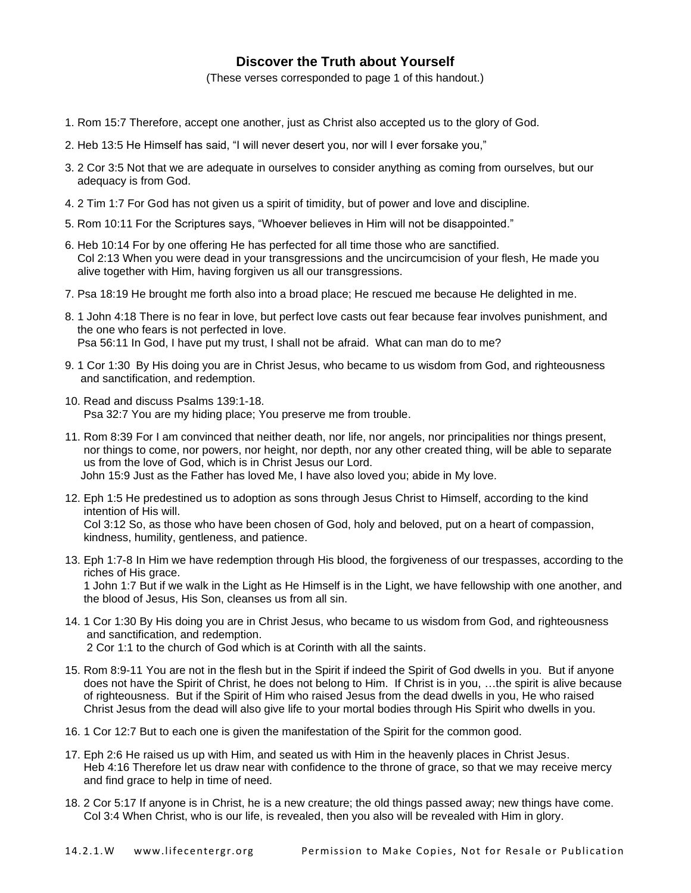## Discover the Truth about Yourself

(These verses corresponded to page 1 of this handout.)

1. Rom 15:7 Therefore, accept one another, just as Christ also accepted us to the glory of God.
2. Heb 13:5 He Himself has said, "I will never desert you, nor will I ever forsake you,"
3. 2 Cor 3:5 Not that we are adequate in ourselves to consider anything as coming from ourselves, but our adequacy is from God.
4. 2 Tim 1:7 For God has not given us a spirit of timidity, but of power and love and discipline.
5. Rom 10:11 For the Scriptures says, "Whoever believes in Him will not be disappointed."
6. Heb 10:14 For by one offering He has perfected for all time those who are sanctified.
   Col 2:13 When you were dead in your transgressions and the uncircumcision of your flesh, He made you alive together with Him, having forgiven us all our transgressions.
7. Psa 18:19 He brought me forth also into a broad place; He rescued me because He delighted in me.
8. 1 John 4:18 There is no fear in love, but perfect love casts out fear because fear involves punishment, and the one who fears is not perfected in love.
   Psa 56:11 In God, I have put my trust, I shall not be afraid. What can man do to me?
9. 1 Cor 1:30 By His doing you are in Christ Jesus, who became to us wisdom from God, and righteousness and sanctification, and redemption.
10. Read and discuss Psalms 139:1-18.
    Psa 32:7 You are my hiding place; You preserve me from trouble.
11. Rom 8:39 For I am convinced that neither death, nor life, nor angels, nor principalities nor things present, nor things to come, nor powers, nor height, nor depth, nor any other created thing, will be able to separate us from the love of God, which is in Christ Jesus our Lord.
    John 15:9 Just as the Father has loved Me, I have also loved you; abide in My love.
12. Eph 1:5 He predestined us to adoption as sons through Jesus Christ to Himself, according to the kind intention of His will.
    Col 3:12 So, as those who have been chosen of God, holy and beloved, put on a heart of compassion, kindness, humility, gentleness, and patience.
13. Eph 1:7-8 In Him we have redemption through His blood, the forgiveness of our trespasses, according to the riches of His grace.
    1 John 1:7 But if we walk in the Light as He Himself is in the Light, we have fellowship with one another, and the blood of Jesus, His Son, cleanses us from all sin.
14. 1 Cor 1:30 By His doing you are in Christ Jesus, who became to us wisdom from God, and righteousness and sanctification, and redemption.
    2 Cor 1:1 to the church of God which is at Corinth with all the saints.
15. Rom 8:9-11 You are not in the flesh but in the Spirit if indeed the Spirit of God dwells in you. But if anyone does not have the Spirit of Christ, he does not belong to Him. If Christ is in you, …the spirit is alive because of righteousness. But if the Spirit of Him who raised Jesus from the dead dwells in you, He who raised Christ Jesus from the dead will also give life to your mortal bodies through His Spirit who dwells in you.
16. 1 Cor 12:7 But to each one is given the manifestation of the Spirit for the common good.
17. Eph 2:6 He raised us up with Him, and seated us with Him in the heavenly places in Christ Jesus.
    Heb 4:16 Therefore let us draw near with confidence to the throne of grace, so that we may receive mercy and find grace to help in time of need.
18. 2 Cor 5:17 If anyone is in Christ, he is a new creature; the old things passed away; new things have come.
    Col 3:4 When Christ, who is our life, is revealed, then you also will be revealed with Him in glory.

14.2.1.W www.lifecentergr.org Permission to Make Copies, Not for Resale or Publication